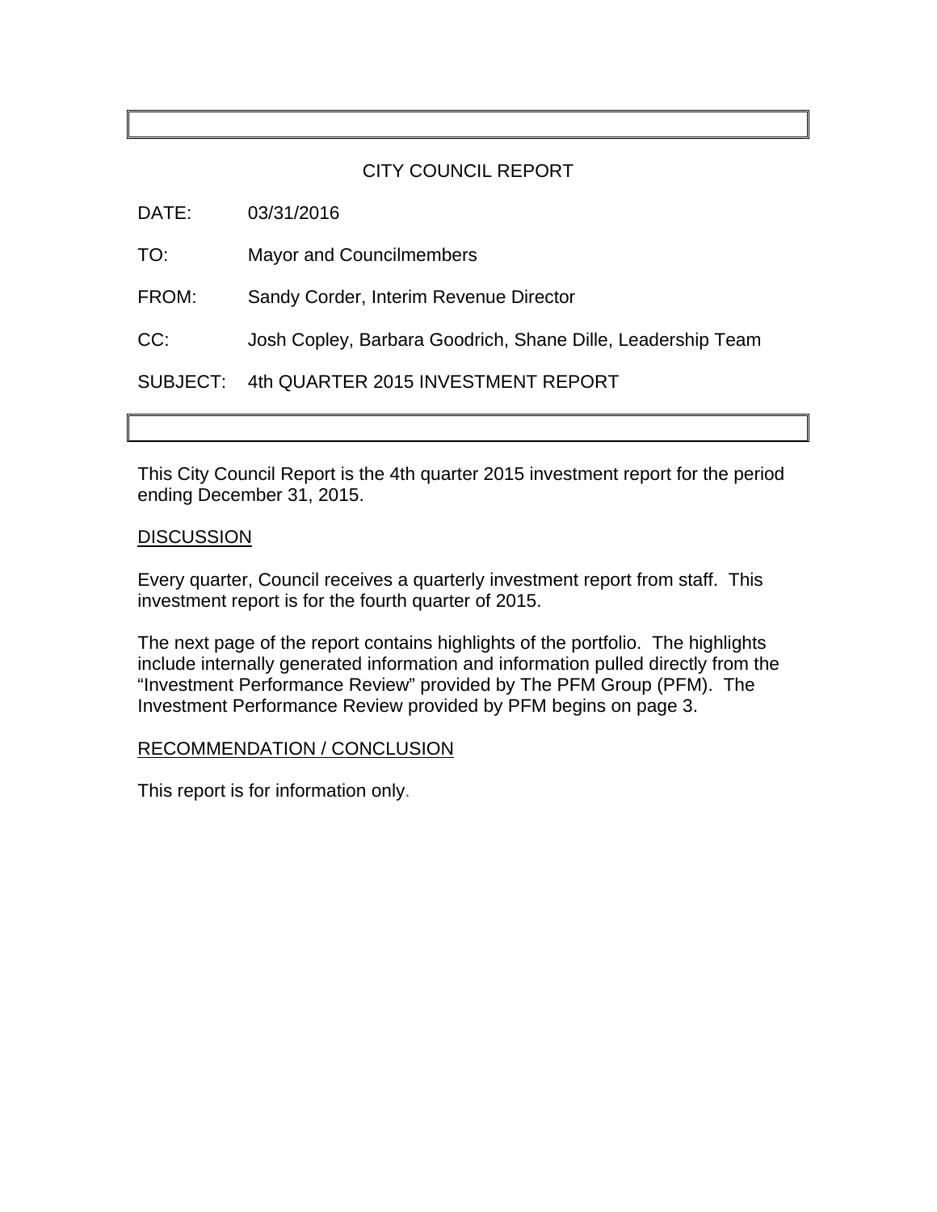# CITY COUNCIL REPORT

DATE: 03/31/2016

TO: Mayor and Councilmembers

FROM: Sandy Corder, Interim Revenue Director

CC: Josh Copley, Barbara Goodrich, Shane Dille, Leadership Team

SUBJECT: 4th QUARTER 2015 INVESTMENT REPORT

This City Council Report is the 4th quarter 2015 investment report for the period ending December 31, 2015.

## DISCUSSION

Every quarter, Council receives a quarterly investment report from staff. This investment report is for the fourth quarter of 2015.

The next page of the report contains highlights of the portfolio. The highlights include internally generated information and information pulled directly from the "Investment Performance Review" provided by The PFM Group (PFM). The Investment Performance Review provided by PFM begins on page 3.

## RECOMMENDATION / CONCLUSION

This report is for information only.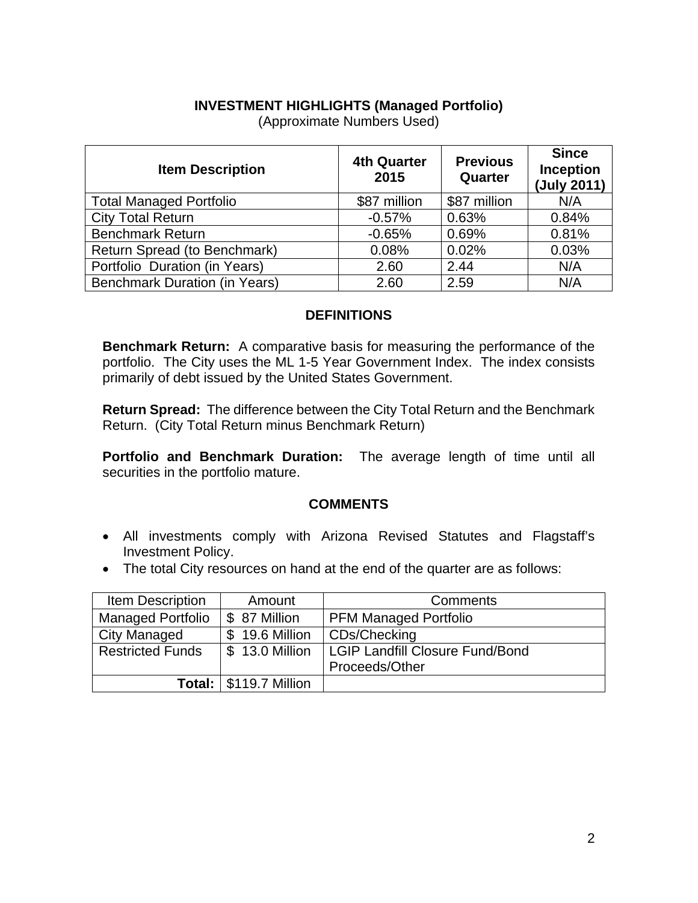## INVESTMENT HIGHLIGHTS (Managed Portfolio)

(Approximate Numbers Used)

| Item Description | 4th Quarter 2015 | Previous Quarter | Since Inception (July 2011) |
|---|---|---|---|
| Total Managed Portfolio | $87 million | $87 million | N/A |
| City Total Return | -0.57% | 0.63% | 0.84% |
| Benchmark Return | -0.65% | 0.69% | 0.81% |
| Return Spread (to Benchmark) | 0.08% | 0.02% | 0.03% |
| Portfolio Duration (in Years) | 2.60 | 2.44 | N/A |
| Benchmark Duration (in Years) | 2.60 | 2.59 | N/A |

## DEFINITIONS

**Benchmark Return:** A comparative basis for measuring the performance of the portfolio. The City uses the ML 1-5 Year Government Index. The index consists primarily of debt issued by the United States Government.

**Return Spread:** The difference between the City Total Return and the Benchmark Return. (City Total Return minus Benchmark Return)

**Portfolio and Benchmark Duration:** The average length of time until all securities in the portfolio mature.

## COMMENTS

- All investments comply with Arizona Revised Statutes and Flagstaff's Investment Policy.
- The total City resources on hand at the end of the quarter are as follows:

| Item Description | Amount | Comments |
|---|---|---|
| Managed Portfolio | $ 87 Million | PFM Managed Portfolio |
| City Managed | $ 19.6 Million | CDs/Checking |
| Restricted Funds | $ 13.0 Million | LGIP Landfill Closure Fund/Bond Proceeds/Other |
| **Total:** | $119.7 Million | |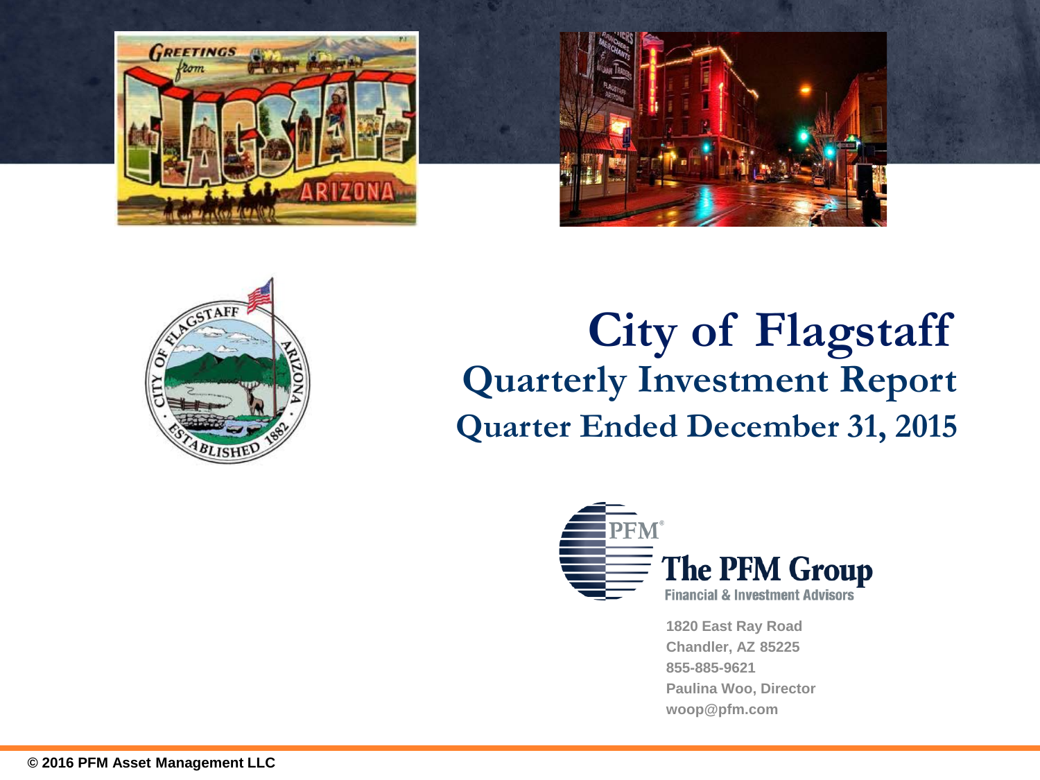# City of Flagstaff

## Quarterly Investment Report

## Quarter Ended December 31, 2015

**The PFM Group**
Financial & Investment Advisors

1820 East Ray Road
Chandler, AZ 85225
855-885-9621
Paulina Woo, Director
woop@pfm.com

© 2016 PFM Asset Management LLC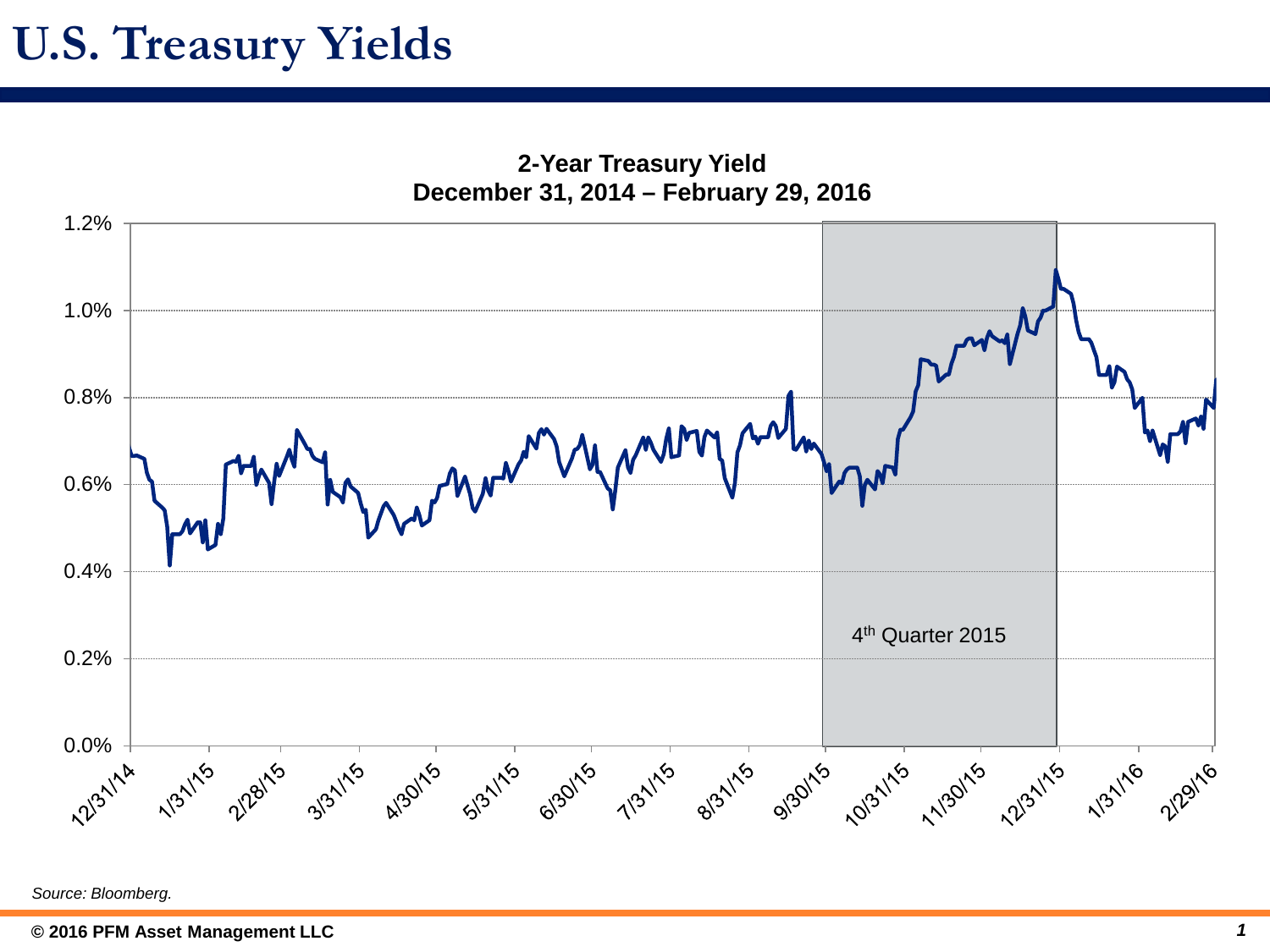# U.S. Treasury Yields

**2-Year Treasury Yield**
**December 31, 2014 – February 29, 2016**

1.2%
1.0%
0.8%
0.6%
0.4%
0.2%
0.0%

4th Quarter 2015

12/31/14 1/31/15 2/28/15 3/31/15 4/30/15 5/31/15 6/30/15 7/31/15 8/31/15 9/30/15 10/31/15 11/30/15 12/31/15 1/31/16 2/29/16

*Source: Bloomberg.*

**© 2016 PFM Asset Management LLC**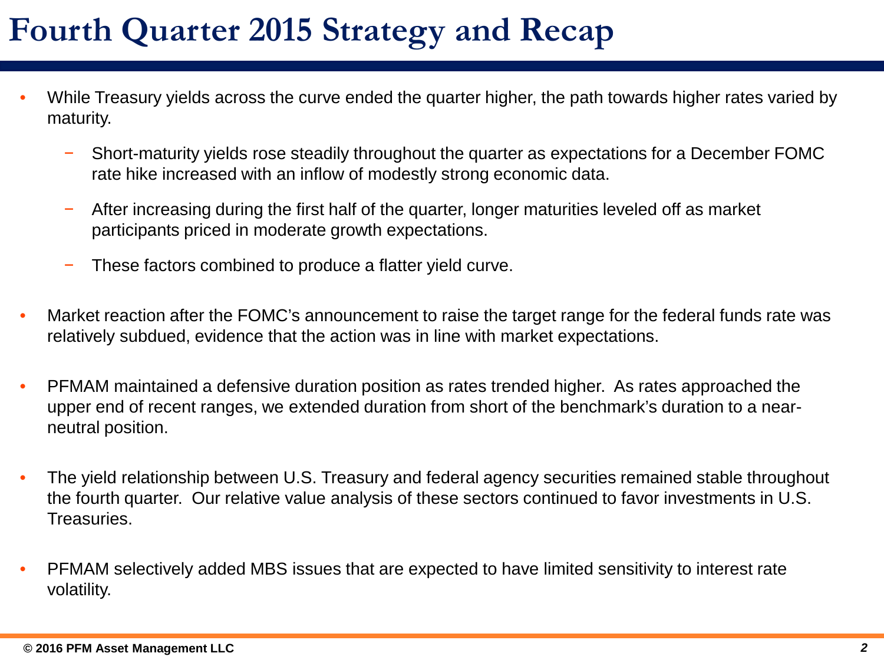# Fourth Quarter 2015 Strategy and Recap

- While Treasury yields across the curve ended the quarter higher, the path towards higher rates varied by maturity.
  - Short-maturity yields rose steadily throughout the quarter as expectations for a December FOMC rate hike increased with an inflow of modestly strong economic data.
  - After increasing during the first half of the quarter, longer maturities leveled off as market participants priced in moderate growth expectations.
  - These factors combined to produce a flatter yield curve.
- Market reaction after the FOMC's announcement to raise the target range for the federal funds rate was relatively subdued, evidence that the action was in line with market expectations.
- PFMAM maintained a defensive duration position as rates trended higher. As rates approached the upper end of recent ranges, we extended duration from short of the benchmark's duration to a near-neutral position.
- The yield relationship between U.S. Treasury and federal agency securities remained stable throughout the fourth quarter. Our relative value analysis of these sectors continued to favor investments in U.S. Treasuries.
- PFMAM selectively added MBS issues that are expected to have limited sensitivity to interest rate volatility.

© 2016 PFM Asset Management LLC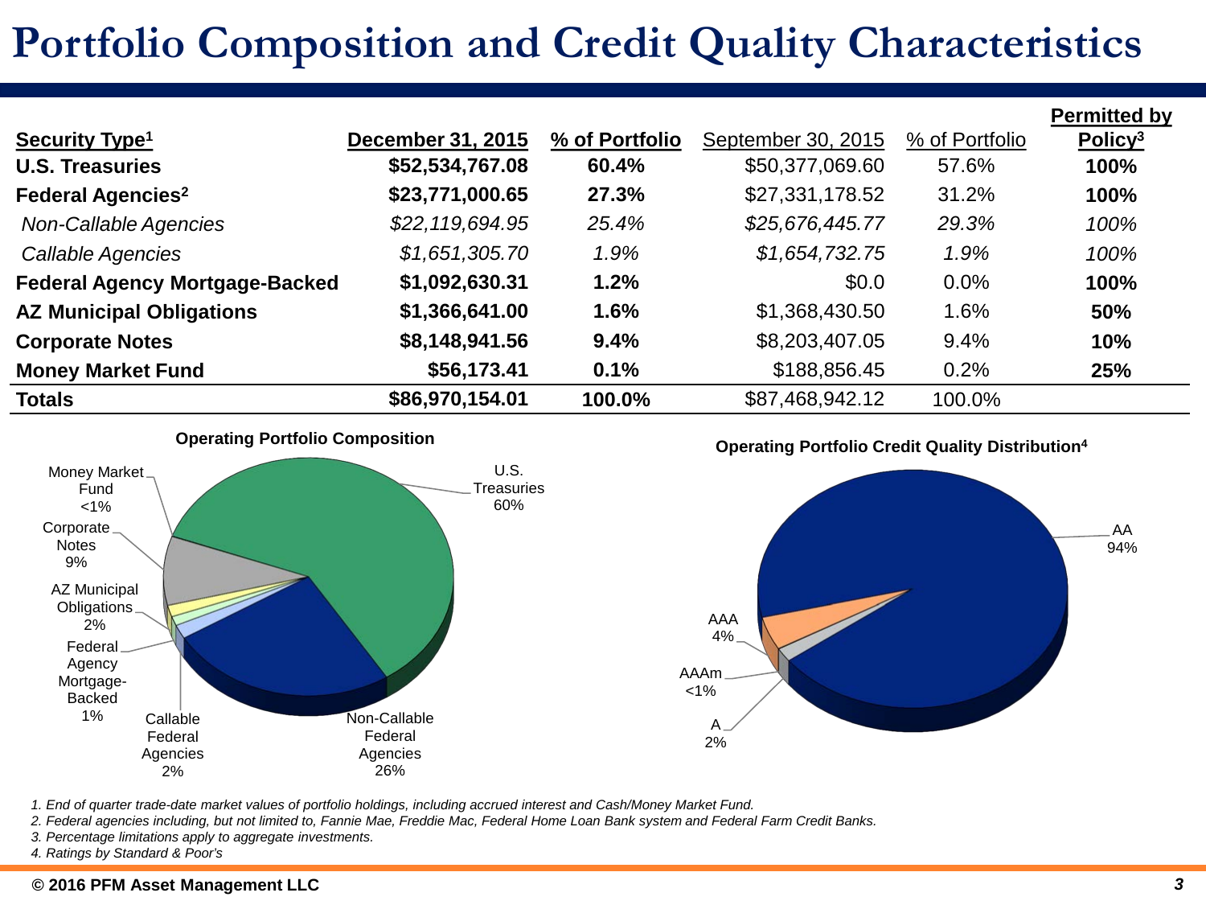# Portfolio Composition and Credit Quality Characteristics

| Security Type[1] | December 31, 2015 | % of Portfolio | September 30, 2015 | % of Portfolio | Permitted by Policy[3] |
|---|---|---|---|---|---|
| **U.S. Treasuries** | **$52,534,767.08** | **60.4%** | $50,377,069.60 | 57.6% | **100%** |
| **Federal Agencies[2]** | **$23,771,000.65** | **27.3%** | $27,331,178.52 | 31.2% | **100%** |
| *Non-Callable Agencies* | *$22,119,694.95* | *25.4%* | *$25,676,445.77* | *29.3%* | *100%* |
| *Callable Agencies* | *$1,651,305.70* | *1.9%* | *$1,654,732.75* | *1.9%* | *100%* |
| **Federal Agency Mortgage-Backed** | **$1,092,630.31** | **1.2%** | $0.0 | 0.0% | **100%** |
| **AZ Municipal Obligations** | **$1,366,641.00** | **1.6%** | $1,368,430.50 | 1.6% | **50%** |
| **Corporate Notes** | **$8,148,941.56** | **9.4%** | $8,203,407.05 | 9.4% | **10%** |
| **Money Market Fund** | **$56,173.41** | **0.1%** | $188,856.45 | 0.2% | **25%** |
| **Totals** | **$86,970,154.01** | **100.0%** | $87,468,942.12 | 100.0% | |

**Operating Portfolio Composition**

- U.S. Treasuries 60%
- Non-Callable Federal Agencies 26%
- Callable Federal Agencies 2%
- Federal Agency Mortgage-Backed 1%
- AZ Municipal Obligations 2%
- Corporate Notes 9%
- Money Market Fund <1%

**Operating Portfolio Credit Quality Distribution[4]**

- AA 94%
- AAA 4%
- AAAm <1%
- A 2%

*1. End of quarter trade-date market values of portfolio holdings, including accrued interest and Cash/Money Market Fund.*

*2. Federal agencies including, but not limited to, Fannie Mae, Freddie Mac, Federal Home Loan Bank system and Federal Farm Credit Banks.*

*3. Percentage limitations apply to aggregate investments.*

*4. Ratings by Standard & Poor's*

**© 2016 PFM Asset Management LLC**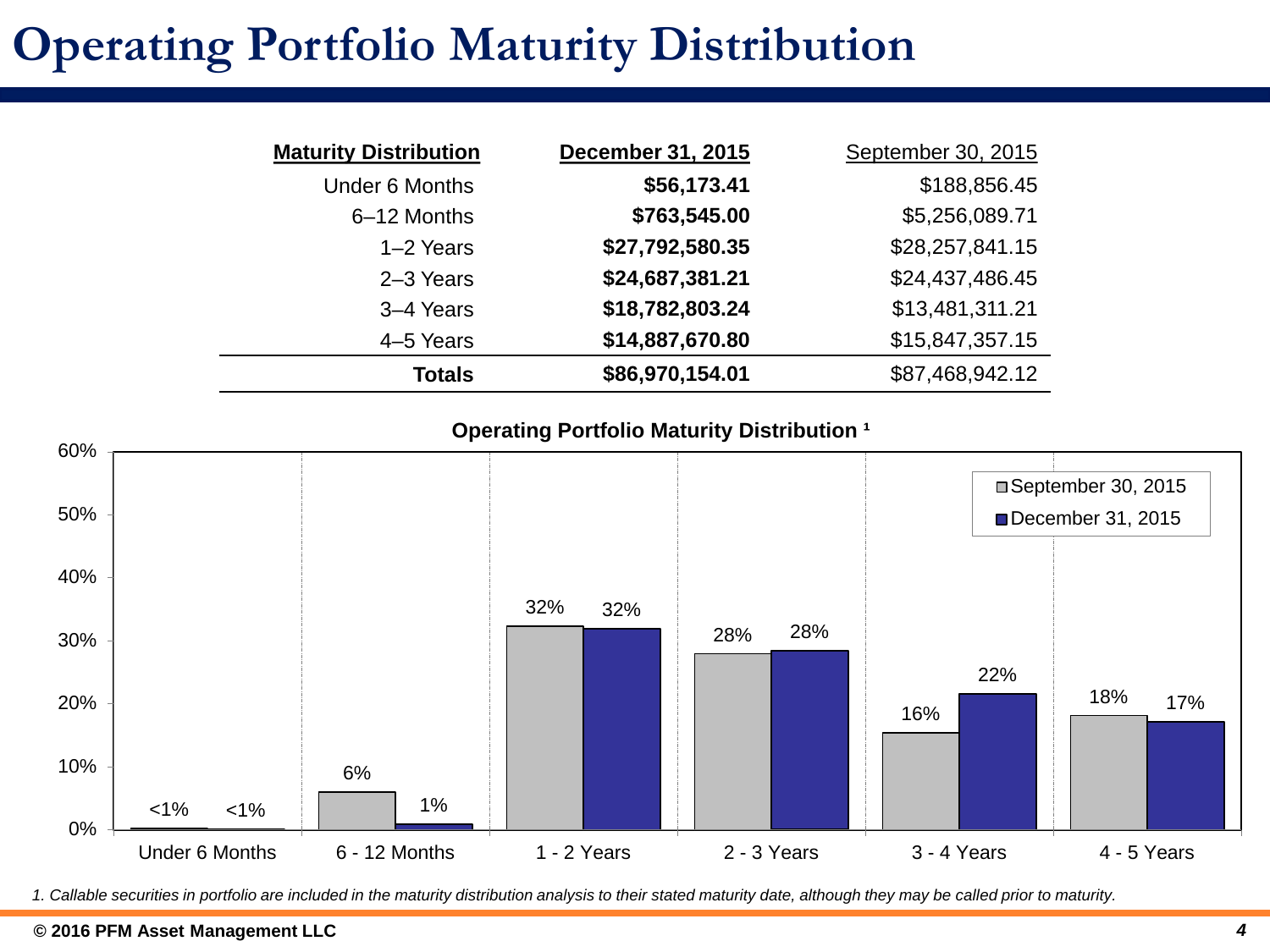# Operating Portfolio Maturity Distribution

| Maturity Distribution | December 31, 2015 | September 30, 2015 |
|---|---|---|
| Under 6 Months | **$56,173.41** | $188,856.45 |
| 6–12 Months | **$763,545.00** | $5,256,089.71 |
| 1–2 Years | **$27,792,580.35** | $28,257,841.15 |
| 2–3 Years | **$24,687,381.21** | $24,437,486.45 |
| 3–4 Years | **$18,782,803.24** | $13,481,311.21 |
| 4–5 Years | **$14,887,670.80** | $15,847,357.15 |
| **Totals** | **$86,970,154.01** | $87,468,942.12 |

**Operating Portfolio Maturity Distribution [1]**

| | September 30, 2015 | December 31, 2015 |
|---|---|---|
| Under 6 Months | <1% | <1% |
| 6 - 12 Months | 6% | 1% |
| 1 - 2 Years | 32% | 32% |
| 2 - 3 Years | 28% | 28% |
| 3 - 4 Years | 16% | 22% |
| 4 - 5 Years | 18% | 17% |

*1. Callable securities in portfolio are included in the maturity distribution analysis to their stated maturity date, although they may be called prior to maturity.*

**© 2016 PFM Asset Management LLC**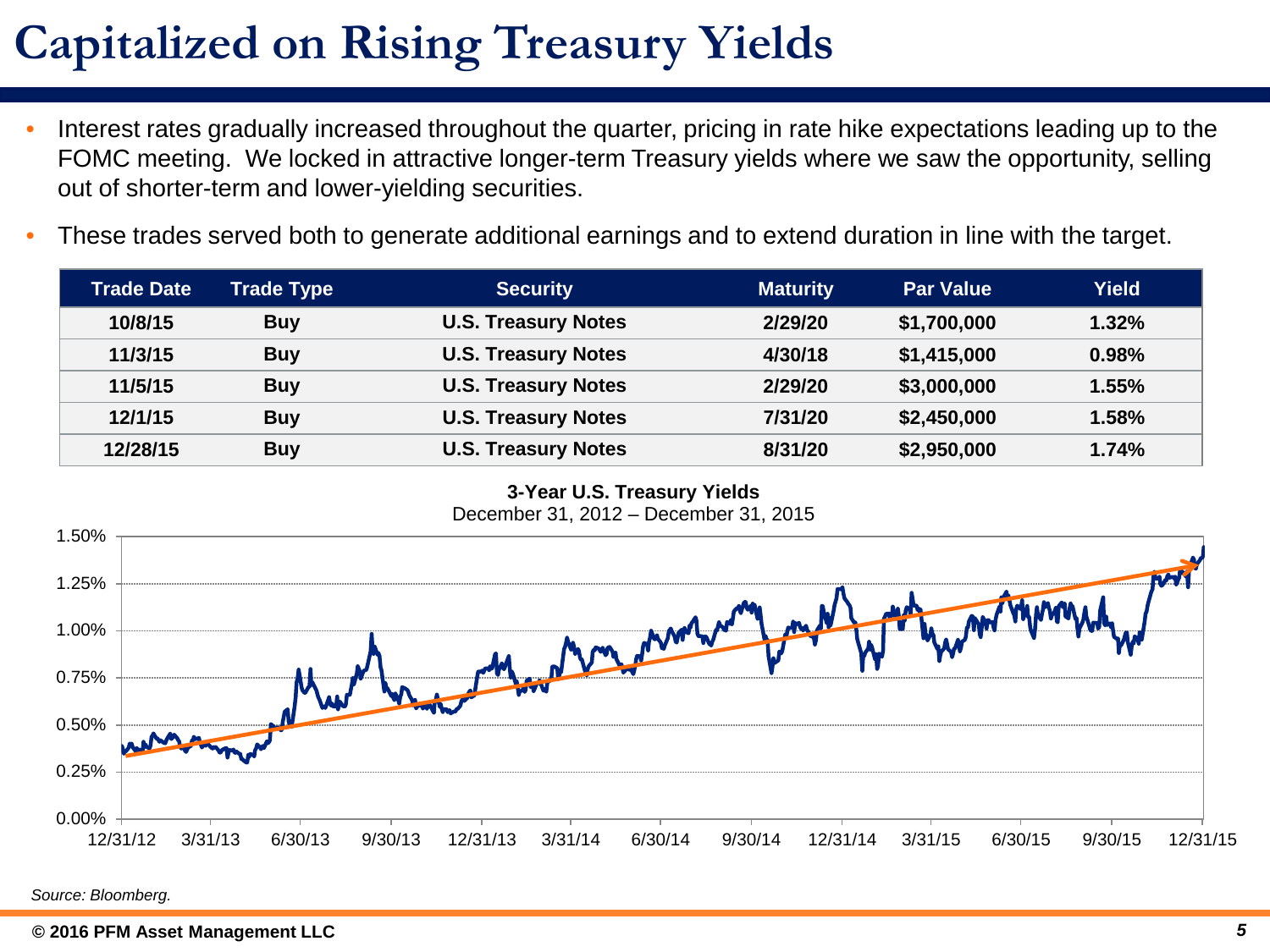# Capitalized on Rising Treasury Yields

- Interest rates gradually increased throughout the quarter, pricing in rate hike expectations leading up to the FOMC meeting. We locked in attractive longer-term Treasury yields where we saw the opportunity, selling out of shorter-term and lower-yielding securities.
- These trades served both to generate additional earnings and to extend duration in line with the target.

| Trade Date | Trade Type | Security | Maturity | Par Value | Yield |
|---|---|---|---|---|---|
| 10/8/15 | Buy | U.S. Treasury Notes | 2/29/20 | $1,700,000 | 1.32% |
| 11/3/15 | Buy | U.S. Treasury Notes | 4/30/18 | $1,415,000 | 0.98% |
| 11/5/15 | Buy | U.S. Treasury Notes | 2/29/20 | $3,000,000 | 1.55% |
| 12/1/15 | Buy | U.S. Treasury Notes | 7/31/20 | $2,450,000 | 1.58% |
| 12/28/15 | Buy | U.S. Treasury Notes | 8/31/20 | $2,950,000 | 1.74% |

**3-Year U.S. Treasury Yields**
December 31, 2012 – December 31, 2015

*Source: Bloomberg.*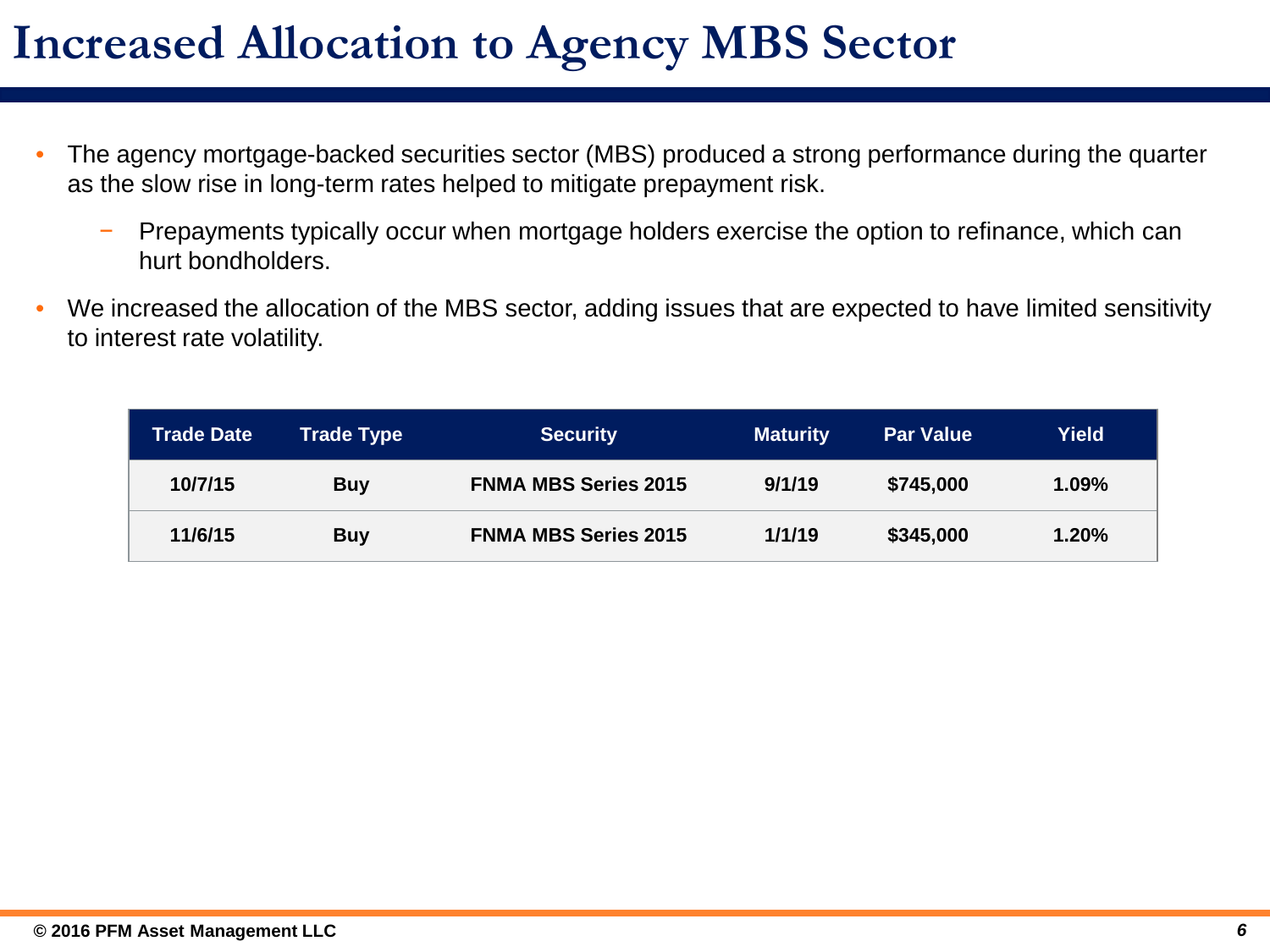# Increased Allocation to Agency MBS Sector

- The agency mortgage-backed securities sector (MBS) produced a strong performance during the quarter as the slow rise in long-term rates helped to mitigate prepayment risk.
  - Prepayments typically occur when mortgage holders exercise the option to refinance, which can hurt bondholders.
- We increased the allocation of the MBS sector, adding issues that are expected to have limited sensitivity to interest rate volatility.

| Trade Date | Trade Type | Security | Maturity | Par Value | Yield |
|---|---|---|---|---|---|
| 10/7/15 | Buy | FNMA MBS Series 2015 | 9/1/19 | $745,000 | 1.09% |
| 11/6/15 | Buy | FNMA MBS Series 2015 | 1/1/19 | $345,000 | 1.20% |

© 2016 PFM Asset Management LLC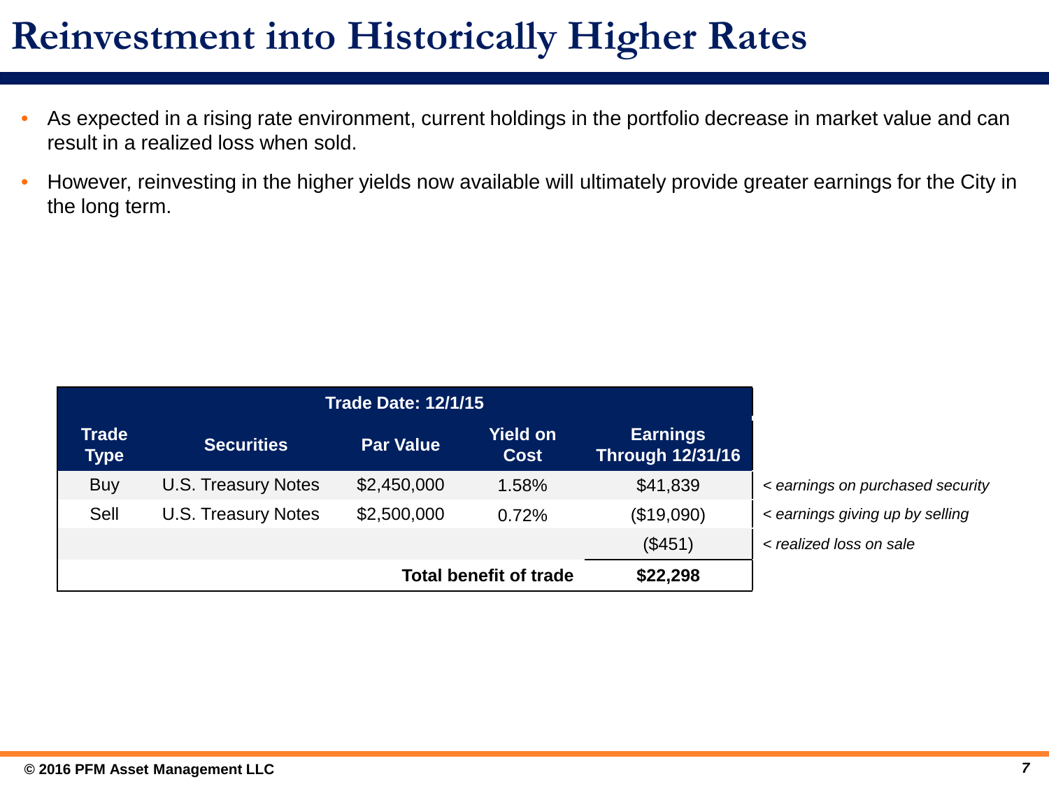# Reinvestment into Historically Higher Rates

- As expected in a rising rate environment, current holdings in the portfolio decrease in market value and can result in a realized loss when sold.
- However, reinvesting in the higher yields now available will ultimately provide greater earnings for the City in the long term.

| Trade Date: 12/1/15 | | | | | |
|---|---|---|---|---|---|
| **Trade Type** | **Securities** | **Par Value** | **Yield on Cost** | **Earnings Through 12/31/16** | |
| Buy | U.S. Treasury Notes | $2,450,000 | 1.58% | $41,839 | *< earnings on purchased security* |
| Sell | U.S. Treasury Notes | $2,500,000 | 0.72% | ($19,090) | *< earnings giving up by selling* |
| | | | | ($451) | *< realized loss on sale* |
| | | | **Total benefit of trade** | **$22,298** | |

**© 2016 PFM Asset Management LLC**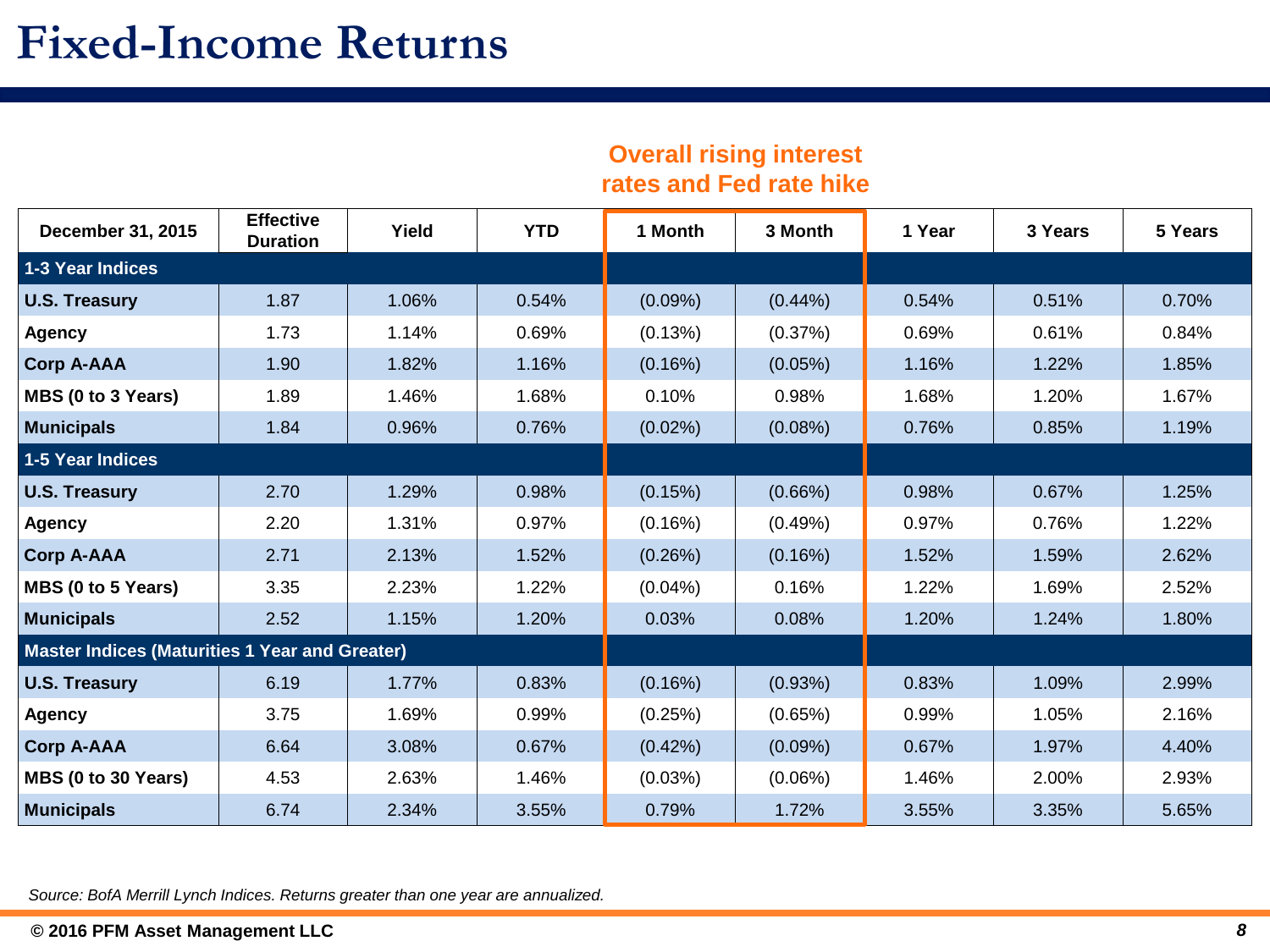# Fixed-Income Returns

**Overall rising interest rates and Fed rate hike**

| December 31, 2015 | Effective Duration | Yield | YTD | 1 Month | 3 Month | 1 Year | 3 Years | 5 Years |
|---|---|---|---|---|---|---|---|---|
| **1-3 Year Indices** | | | | | | | | |
| **U.S. Treasury** | 1.87 | 1.06% | 0.54% | (0.09%) | (0.44%) | 0.54% | 0.51% | 0.70% |
| **Agency** | 1.73 | 1.14% | 0.69% | (0.13%) | (0.37%) | 0.69% | 0.61% | 0.84% |
| **Corp A-AAA** | 1.90 | 1.82% | 1.16% | (0.16%) | (0.05%) | 1.16% | 1.22% | 1.85% |
| **MBS (0 to 3 Years)** | 1.89 | 1.46% | 1.68% | 0.10% | 0.98% | 1.68% | 1.20% | 1.67% |
| **Municipals** | 1.84 | 0.96% | 0.76% | (0.02%) | (0.08%) | 0.76% | 0.85% | 1.19% |
| **1-5 Year Indices** | | | | | | | | |
| **U.S. Treasury** | 2.70 | 1.29% | 0.98% | (0.15%) | (0.66%) | 0.98% | 0.67% | 1.25% |
| **Agency** | 2.20 | 1.31% | 0.97% | (0.16%) | (0.49%) | 0.97% | 0.76% | 1.22% |
| **Corp A-AAA** | 2.71 | 2.13% | 1.52% | (0.26%) | (0.16%) | 1.52% | 1.59% | 2.62% |
| **MBS (0 to 5 Years)** | 3.35 | 2.23% | 1.22% | (0.04%) | 0.16% | 1.22% | 1.69% | 2.52% |
| **Municipals** | 2.52 | 1.15% | 1.20% | 0.03% | 0.08% | 1.20% | 1.24% | 1.80% |
| **Master Indices (Maturities 1 Year and Greater)** | | | | | | | | |
| **U.S. Treasury** | 6.19 | 1.77% | 0.83% | (0.16%) | (0.93%) | 0.83% | 1.09% | 2.99% |
| **Agency** | 3.75 | 1.69% | 0.99% | (0.25%) | (0.65%) | 0.99% | 1.05% | 2.16% |
| **Corp A-AAA** | 6.64 | 3.08% | 0.67% | (0.42%) | (0.09%) | 0.67% | 1.97% | 4.40% |
| **MBS (0 to 30 Years)** | 4.53 | 2.63% | 1.46% | (0.03%) | (0.06%) | 1.46% | 2.00% | 2.93% |
| **Municipals** | 6.74 | 2.34% | 3.55% | 0.79% | 1.72% | 3.55% | 3.35% | 5.65% |

*Source: BofA Merrill Lynch Indices. Returns greater than one year are annualized.*

**© 2016 PFM Asset Management LLC**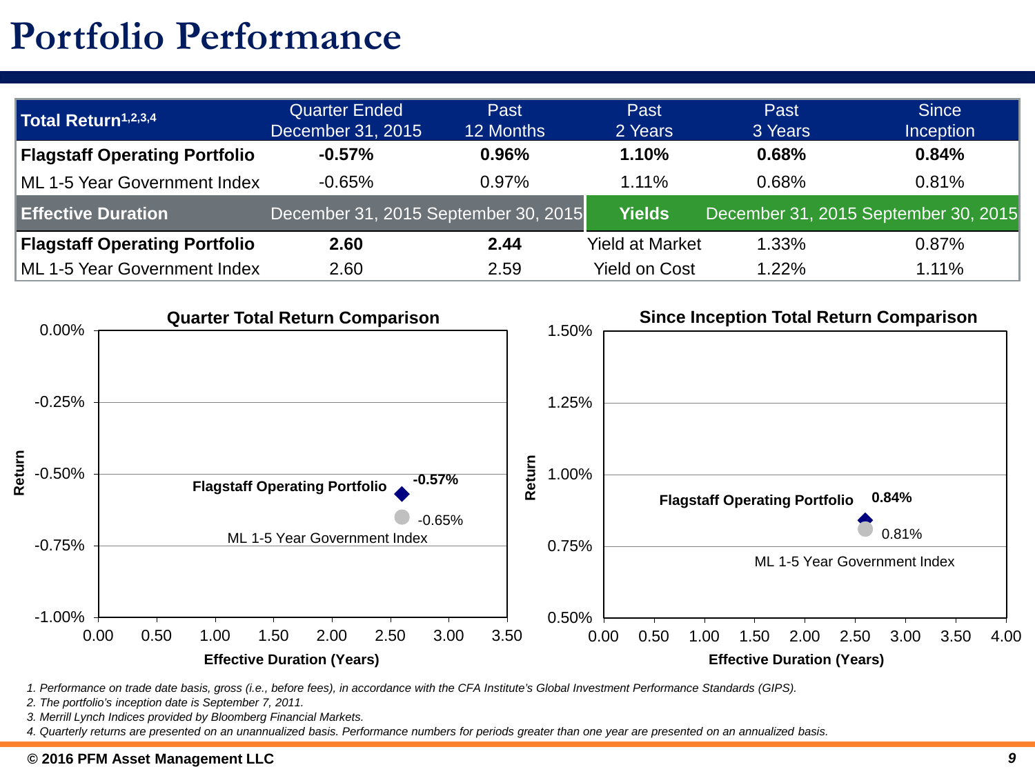# Portfolio Performance

| Total Return[1,2,3,4] | Quarter Ended December 31, 2015 | Past 12 Months | Past 2 Years | Past 3 Years | Since Inception |
|---|---|---|---|---|---|
| **Flagstaff Operating Portfolio** | **-0.57%** | **0.96%** | **1.10%** | **0.68%** | **0.84%** |
| ML 1-5 Year Government Index | -0.65% | 0.97% | 1.11% | 0.68% | 0.81% |
| **Effective Duration** | December 31, 2015 | September 30, 2015 | **Yields** | December 31, 2015 | September 30, 2015 |
| **Flagstaff Operating Portfolio** | **2.60** | **2.44** | Yield at Market | 1.33% | 0.87% |
| ML 1-5 Year Government Index | 2.60 | 2.59 | Yield on Cost | 1.22% | 1.11% |

**Quarter Total Return Comparison**

| | Effective Duration (Years) | Return |
|---|---|---|
| Flagstaff Operating Portfolio | 2.60 | -0.57% |
| ML 1-5 Year Government Index | 2.60 | -0.65% |

**Since Inception Total Return Comparison**

| | Effective Duration (Years) | Return |
|---|---|---|
| Flagstaff Operating Portfolio | 2.60 | 0.84% |
| ML 1-5 Year Government Index | 2.60 | 0.81% |

*1. Performance on trade date basis, gross (i.e., before fees), in accordance with the CFA Institute's Global Investment Performance Standards (GIPS).*

*2. The portfolio's inception date is September 7, 2011.*

*3. Merrill Lynch Indices provided by Bloomberg Financial Markets.*

*4. Quarterly returns are presented on an unannualized basis. Performance numbers for periods greater than one year are presented on an annualized basis.*

**© 2016 PFM Asset Management LLC**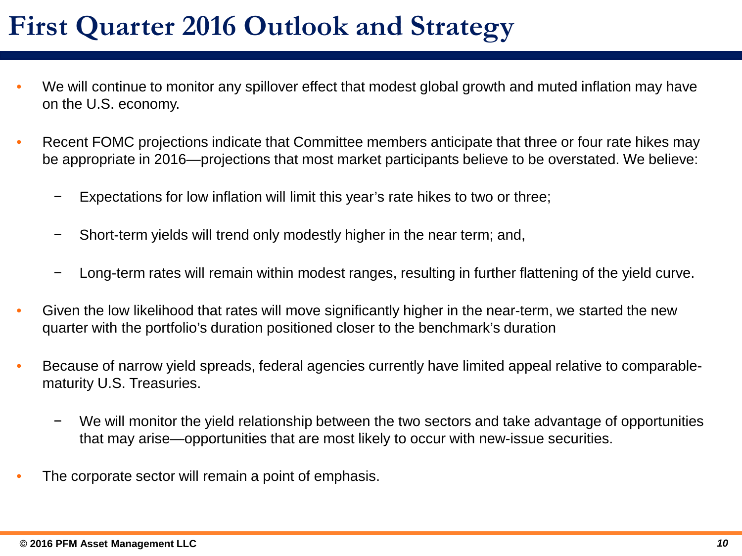# First Quarter 2016 Outlook and Strategy

- We will continue to monitor any spillover effect that modest global growth and muted inflation may have on the U.S. economy.
- Recent FOMC projections indicate that Committee members anticipate that three or four rate hikes may be appropriate in 2016—projections that most market participants believe to be overstated. We believe:
  - Expectations for low inflation will limit this year's rate hikes to two or three;
  - Short-term yields will trend only modestly higher in the near term; and,
  - Long-term rates will remain within modest ranges, resulting in further flattening of the yield curve.
- Given the low likelihood that rates will move significantly higher in the near-term, we started the new quarter with the portfolio's duration positioned closer to the benchmark's duration
- Because of narrow yield spreads, federal agencies currently have limited appeal relative to comparable-maturity U.S. Treasuries.
  - We will monitor the yield relationship between the two sectors and take advantage of opportunities that may arise—opportunities that are most likely to occur with new-issue securities.
- The corporate sector will remain a point of emphasis.

**© 2016 PFM Asset Management LLC**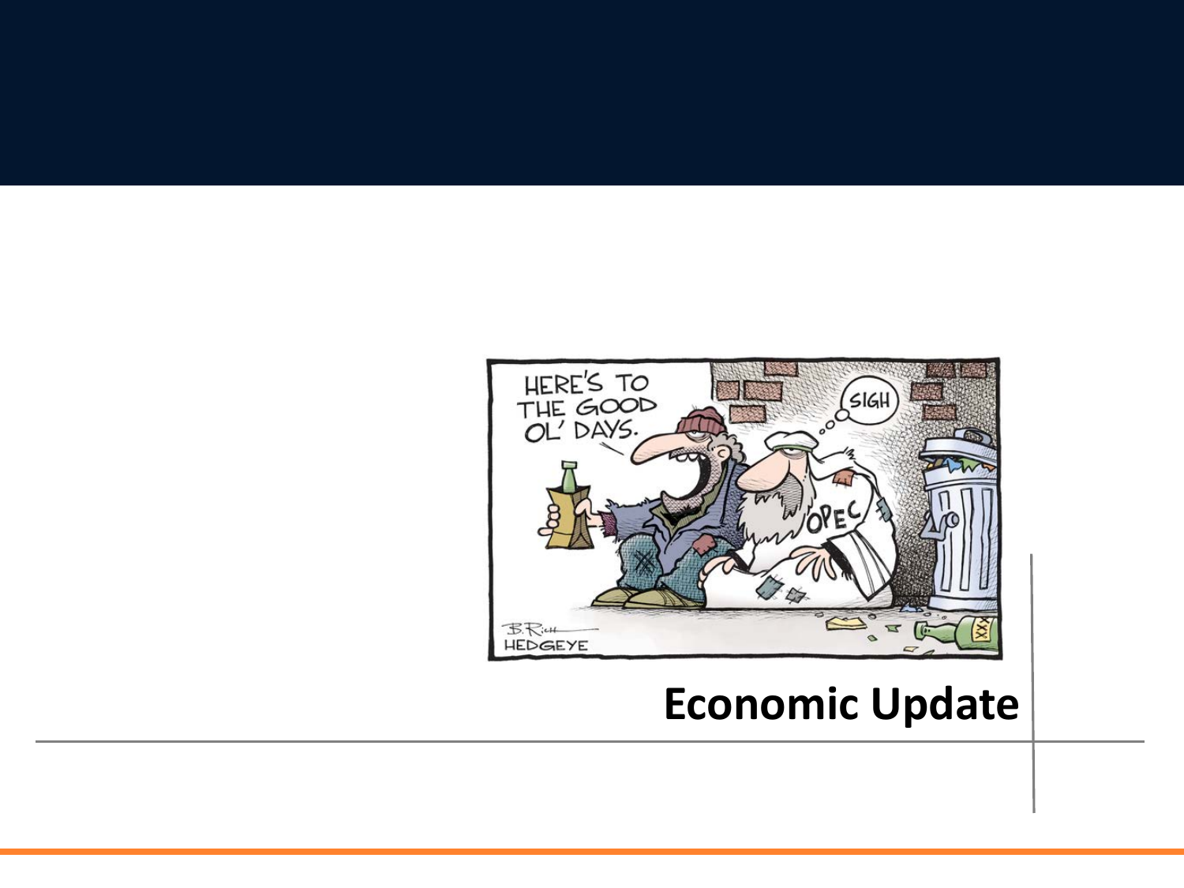# Economic Update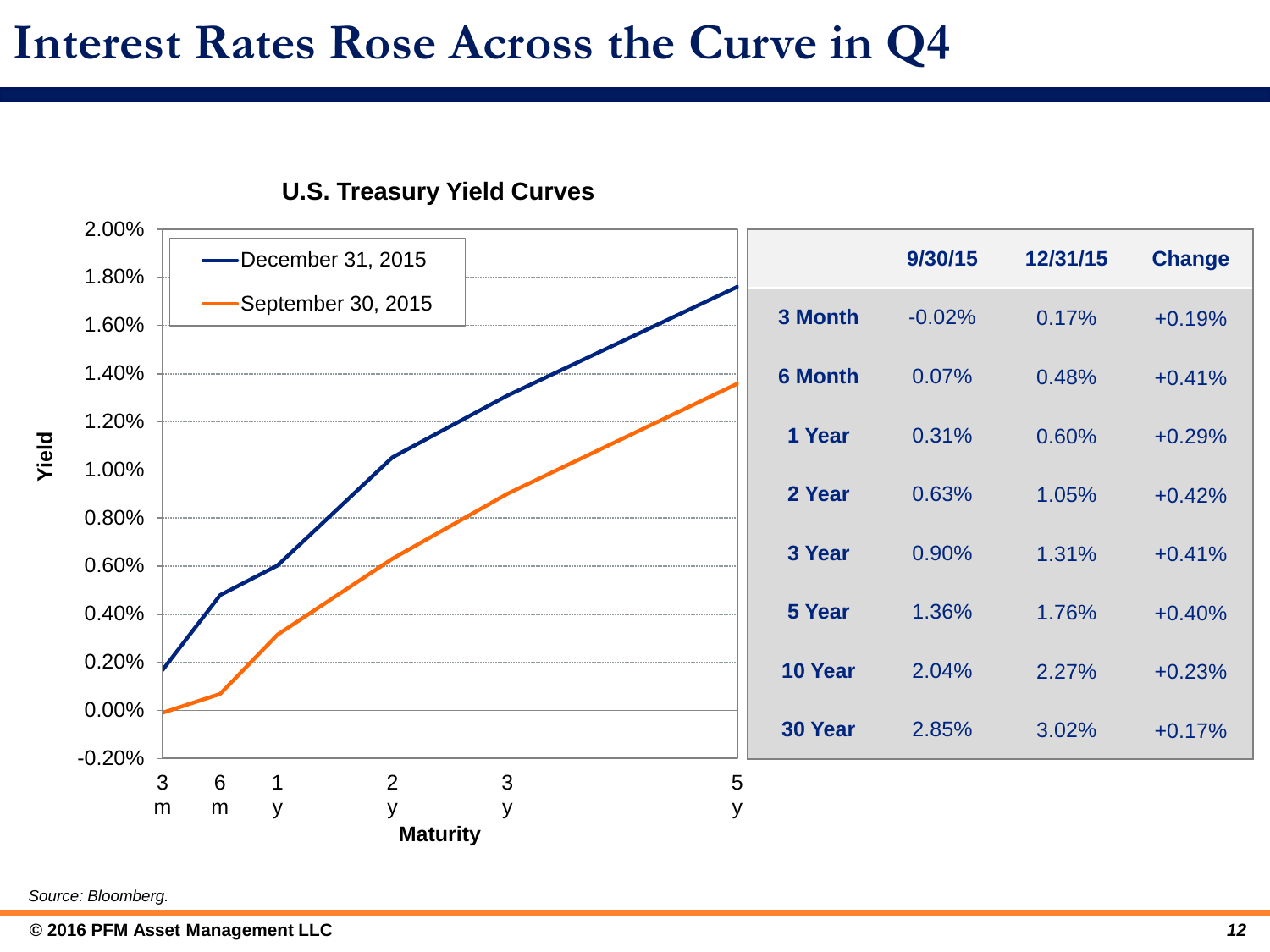# Interest Rates Rose Across the Curve in Q4

**U.S. Treasury Yield Curves**

| | 9/30/15 | 12/31/15 | Change |
|---|---|---|---|
| **3 Month** | -0.02% | 0.17% | +0.19% |
| **6 Month** | 0.07% | 0.48% | +0.41% |
| **1 Year** | 0.31% | 0.60% | +0.29% |
| **2 Year** | 0.63% | 1.05% | +0.42% |
| **3 Year** | 0.90% | 1.31% | +0.41% |
| **5 Year** | 1.36% | 1.76% | +0.40% |
| **10 Year** | 2.04% | 2.27% | +0.23% |
| **30 Year** | 2.85% | 3.02% | +0.17% |

*Source: Bloomberg.*

**© 2016 PFM Asset Management LLC**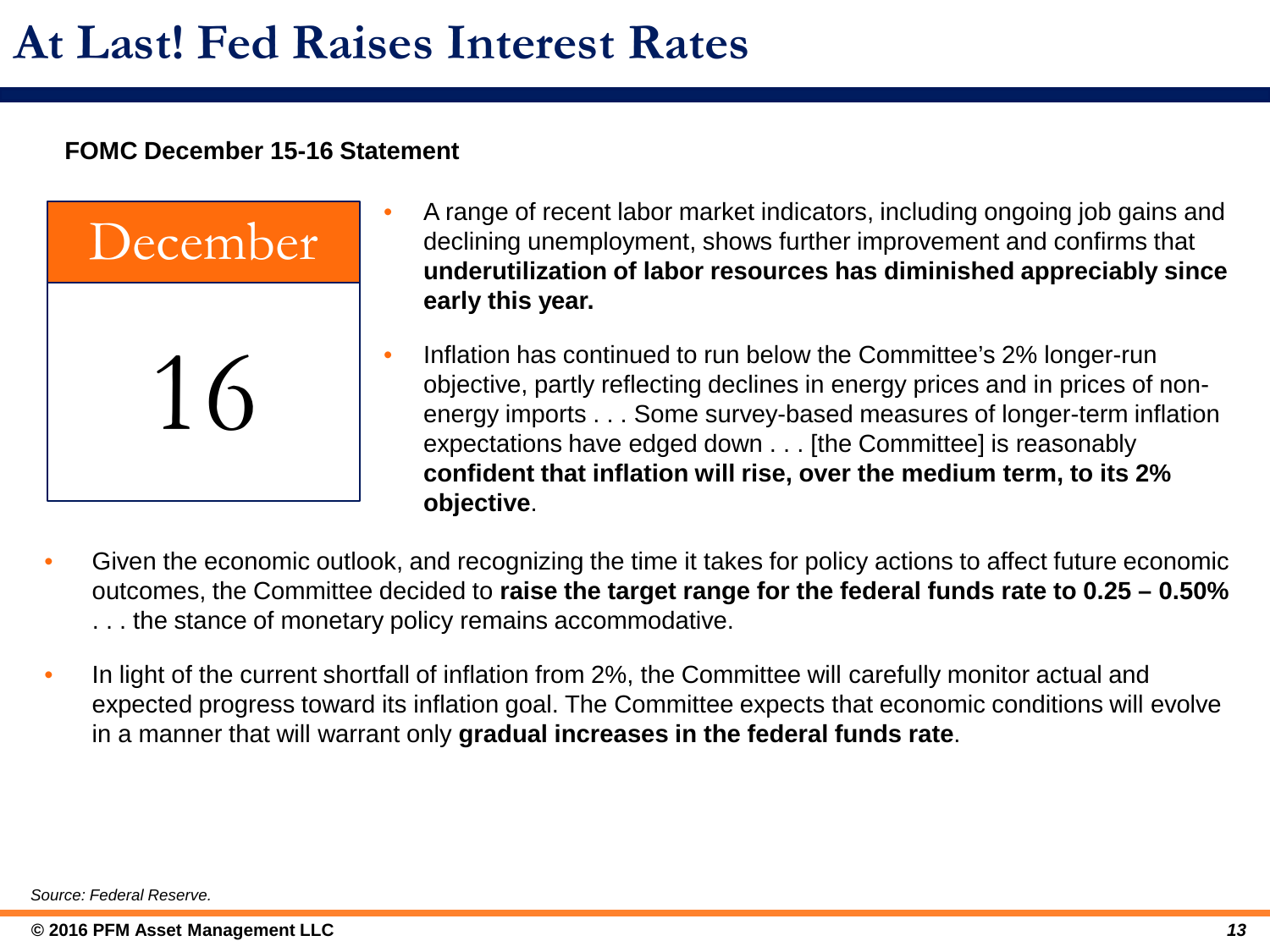# At Last! Fed Raises Interest Rates

**FOMC December 15-16 Statement**

December

16

- A range of recent labor market indicators, including ongoing job gains and declining unemployment, shows further improvement and confirms that **underutilization of labor resources has diminished appreciably since early this year.**
- Inflation has continued to run below the Committee's 2% longer-run objective, partly reflecting declines in energy prices and in prices of non-energy imports . . . Some survey-based measures of longer-term inflation expectations have edged down . . . [the Committee] is reasonably **confident that inflation will rise, over the medium term, to its 2% objective**.
- Given the economic outlook, and recognizing the time it takes for policy actions to affect future economic outcomes, the Committee decided to **raise the target range for the federal funds rate to 0.25 – 0.50%** . . . the stance of monetary policy remains accommodative.
- In light of the current shortfall of inflation from 2%, the Committee will carefully monitor actual and expected progress toward its inflation goal. The Committee expects that economic conditions will evolve in a manner that will warrant only **gradual increases in the federal funds rate**.

*Source: Federal Reserve.*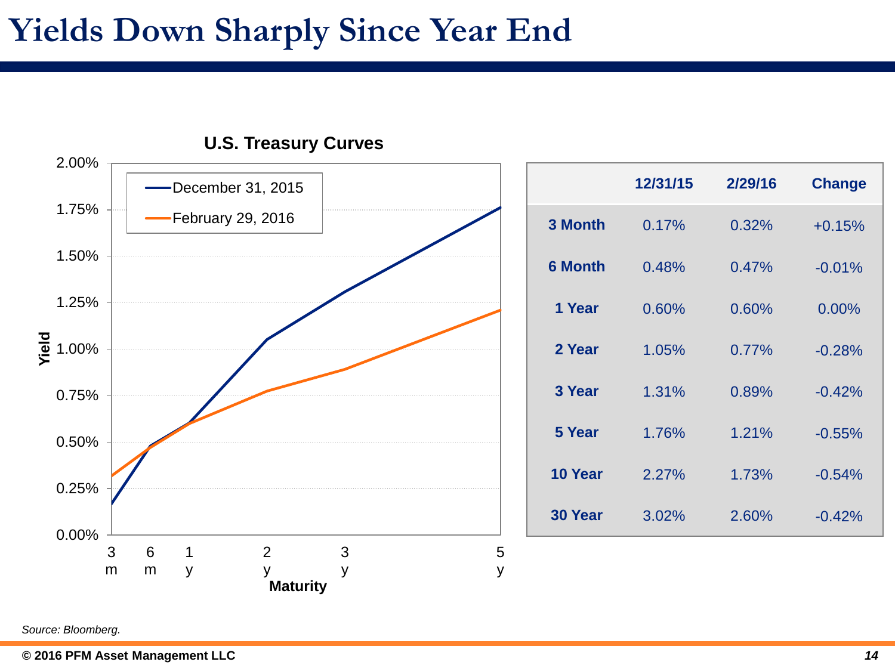# Yields Down Sharply Since Year End

**U.S. Treasury Curves**

|  | 12/31/15 | 2/29/16 | Change |
|---|---|---|---|
| **3 Month** | 0.17% | 0.32% | +0.15% |
| **6 Month** | 0.48% | 0.47% | -0.01% |
| **1 Year** | 0.60% | 0.60% | 0.00% |
| **2 Year** | 1.05% | 0.77% | -0.28% |
| **3 Year** | 1.31% | 0.89% | -0.42% |
| **5 Year** | 1.76% | 1.21% | -0.55% |
| **10 Year** | 2.27% | 1.73% | -0.54% |
| **30 Year** | 3.02% | 2.60% | -0.42% |

*Source: Bloomberg.*

**© 2016 PFM Asset Management LLC**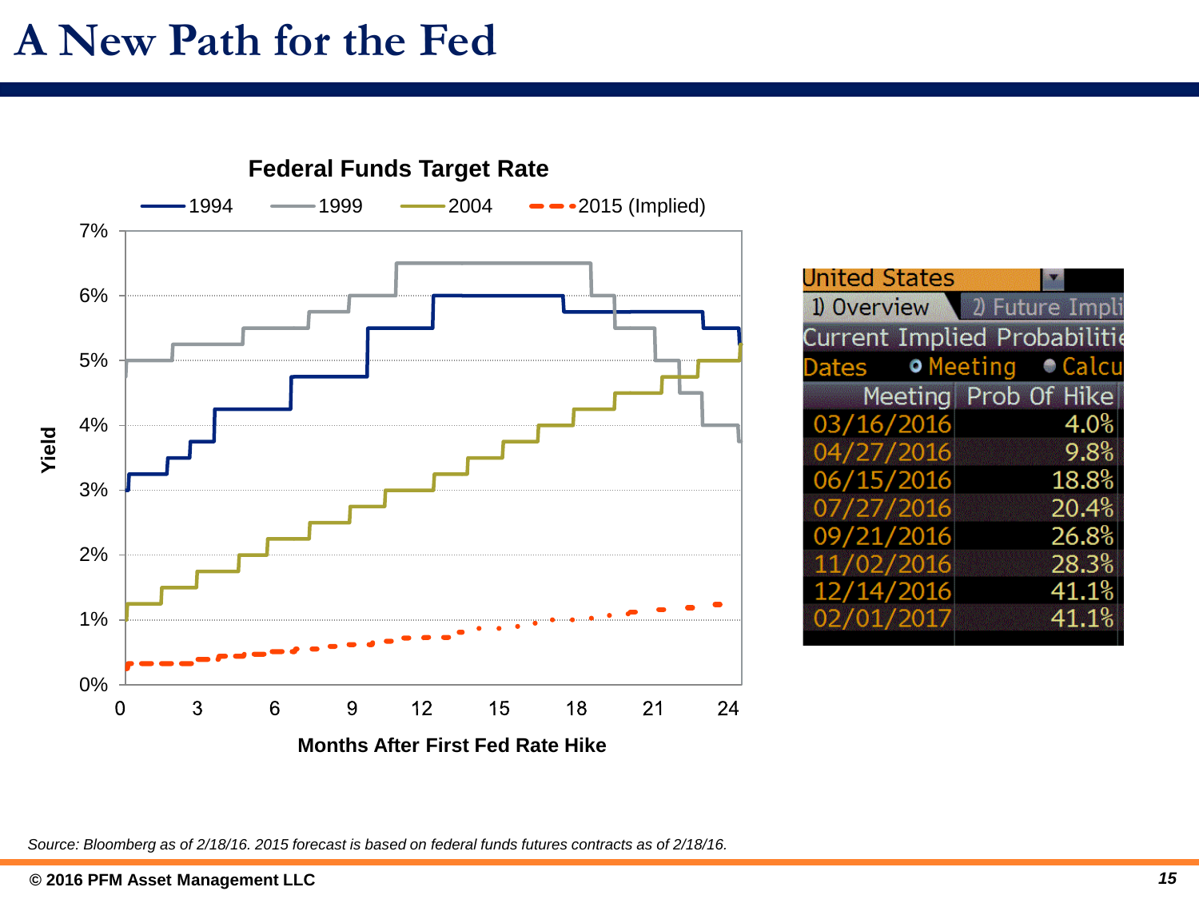# A New Path for the Fed

**Federal Funds Target Rate**

— 1994 — 1999 — 2004 - - 2015 (Implied)

Yield: 0%, 1%, 2%, 3%, 4%, 5%, 6%, 7%

Months After First Fed Rate Hike: 0, 3, 6, 9, 12, 15, 18, 21, 24

United States

1) Overview | 2) Future Impli

Current Implied Probabilitie

Dates | Meeting | Calcu

| Meeting | Prob Of Hike |
|---|---|
| 03/16/2016 | 4.0% |
| 04/27/2016 | 9.8% |
| 06/15/2016 | 18.8% |
| 07/27/2016 | 20.4% |
| 09/21/2016 | 26.8% |
| 11/02/2016 | 28.3% |
| 12/14/2016 | 41.1% |
| 02/01/2017 | 41.1% |

*Source: Bloomberg as of 2/18/16. 2015 forecast is based on federal funds futures contracts as of 2/18/16.*

**© 2016 PFM Asset Management LLC**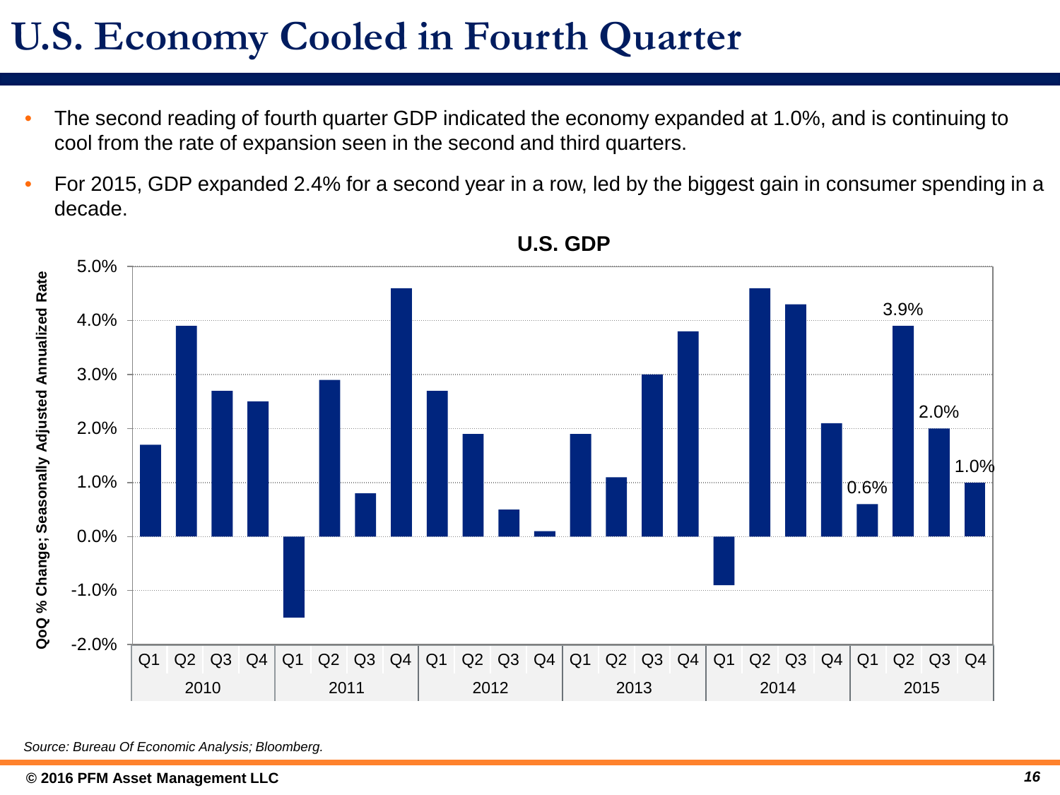# U.S. Economy Cooled in Fourth Quarter

- The second reading of fourth quarter GDP indicated the economy expanded at 1.0%, and is continuing to cool from the rate of expansion seen in the second and third quarters.
- For 2015, GDP expanded 2.4% for a second year in a row, led by the biggest gain in consumer spending in a decade.

**U.S. GDP**

QoQ % Change; Seasonally Adjusted Annualized Rate

| Year | Quarter | GDP |
|---|---|---|
| 2015 | Q1 | 0.6% |
| 2015 | Q2 | 3.9% |
| 2015 | Q3 | 2.0% |
| 2015 | Q4 | 1.0% |

*Source: Bureau Of Economic Analysis; Bloomberg.*

© 2016 PFM Asset Management LLC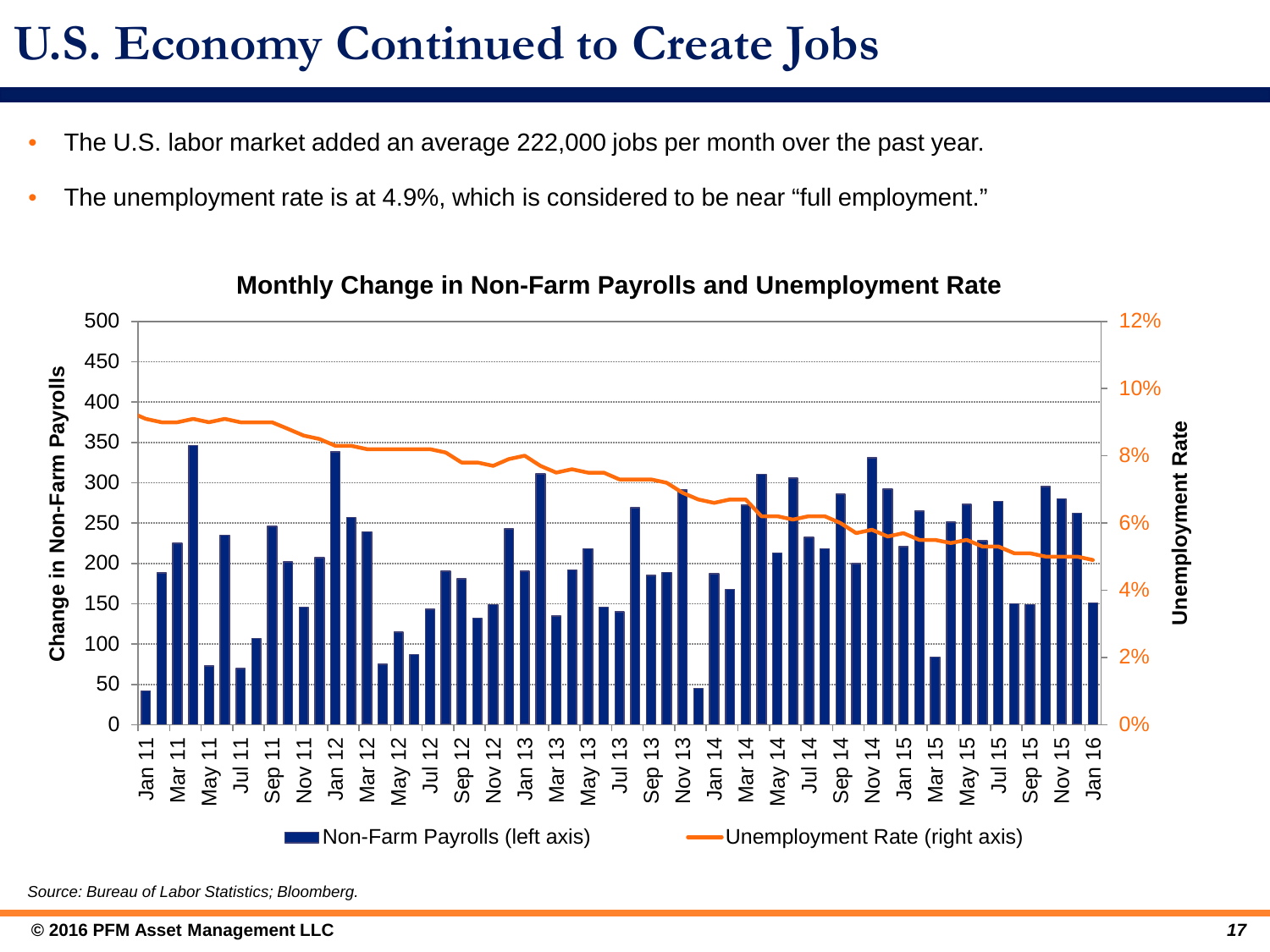# U.S. Economy Continued to Create Jobs

- The U.S. labor market added an average 222,000 jobs per month over the past year.
- The unemployment rate is at 4.9%, which is considered to be near "full employment."

**Monthly Change in Non-Farm Payrolls and Unemployment Rate**

*Source: Bureau of Labor Statistics; Bloomberg.*

**© 2016 PFM Asset Management LLC**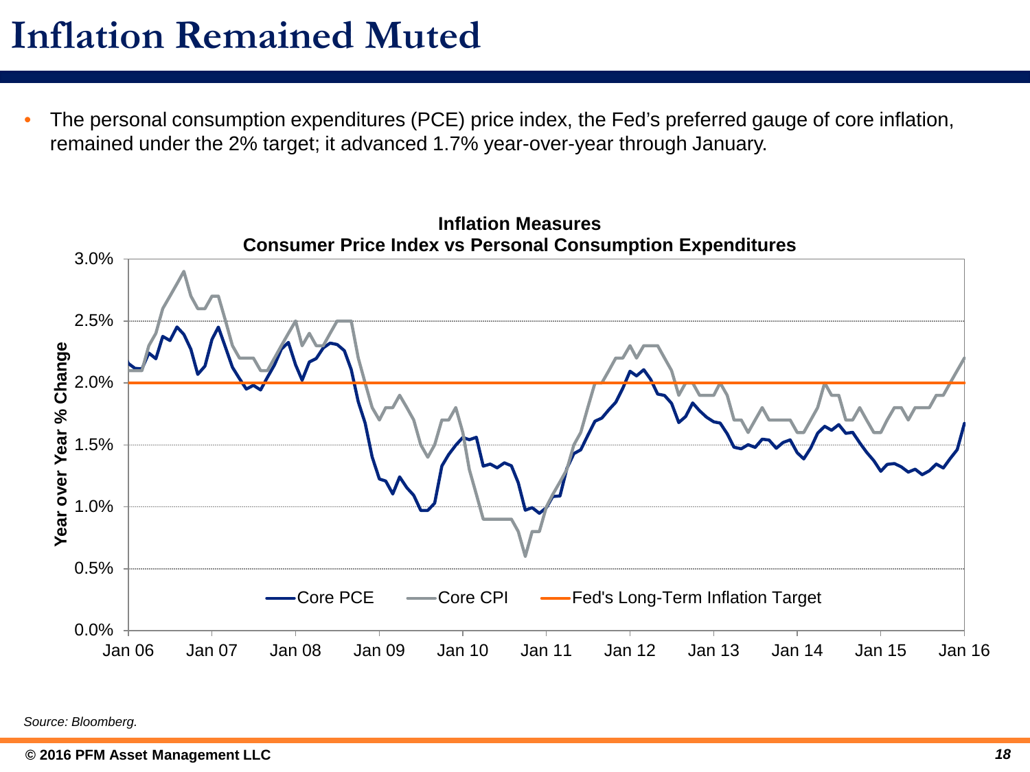# Inflation Remained Muted

- The personal consumption expenditures (PCE) price index, the Fed's preferred gauge of core inflation, remained under the 2% target; it advanced 1.7% year-over-year through January.

**Inflation Measures**
**Consumer Price Index vs Personal Consumption Expenditures**

Year over Year % Change

3.0%
2.5%
2.0%
1.5%
1.0%
0.5%
0.0%

Jan 06 | Jan 07 | Jan 08 | Jan 09 | Jan 10 | Jan 11 | Jan 12 | Jan 13 | Jan 14 | Jan 15 | Jan 16

Core PCE — Core CPI — Fed's Long-Term Inflation Target

*Source: Bloomberg.*

**© 2016 PFM Asset Management LLC**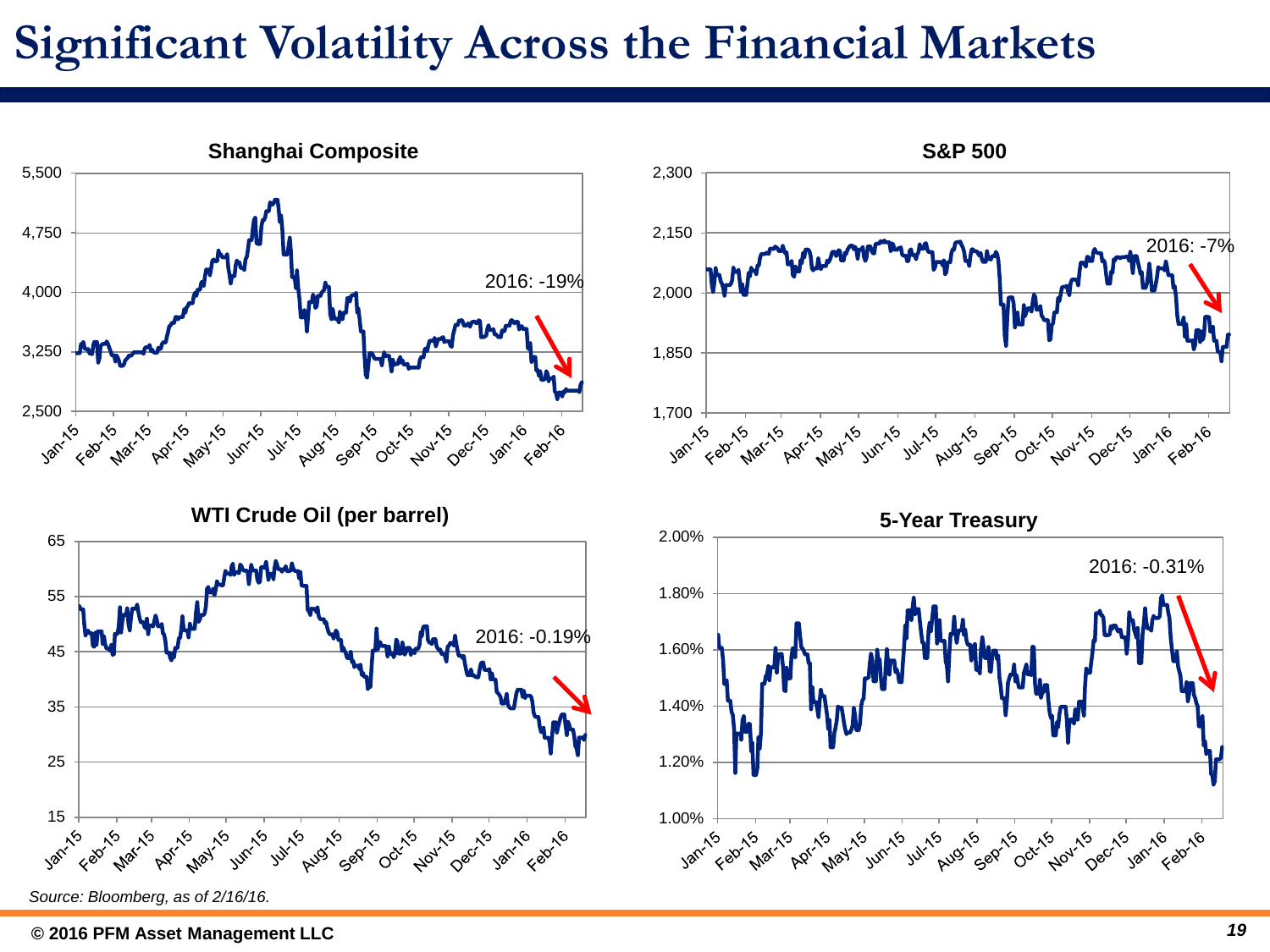# Significant Volatility Across the Financial Markets

### Shanghai Composite

2016: -19%

### S&P 500

2016: -7%

### WTI Crude Oil (per barrel)

2016: -0.19%

### 5-Year Treasury

2016: -0.31%

*Source: Bloomberg, as of 2/16/16.*

**© 2016 PFM Asset Management LLC**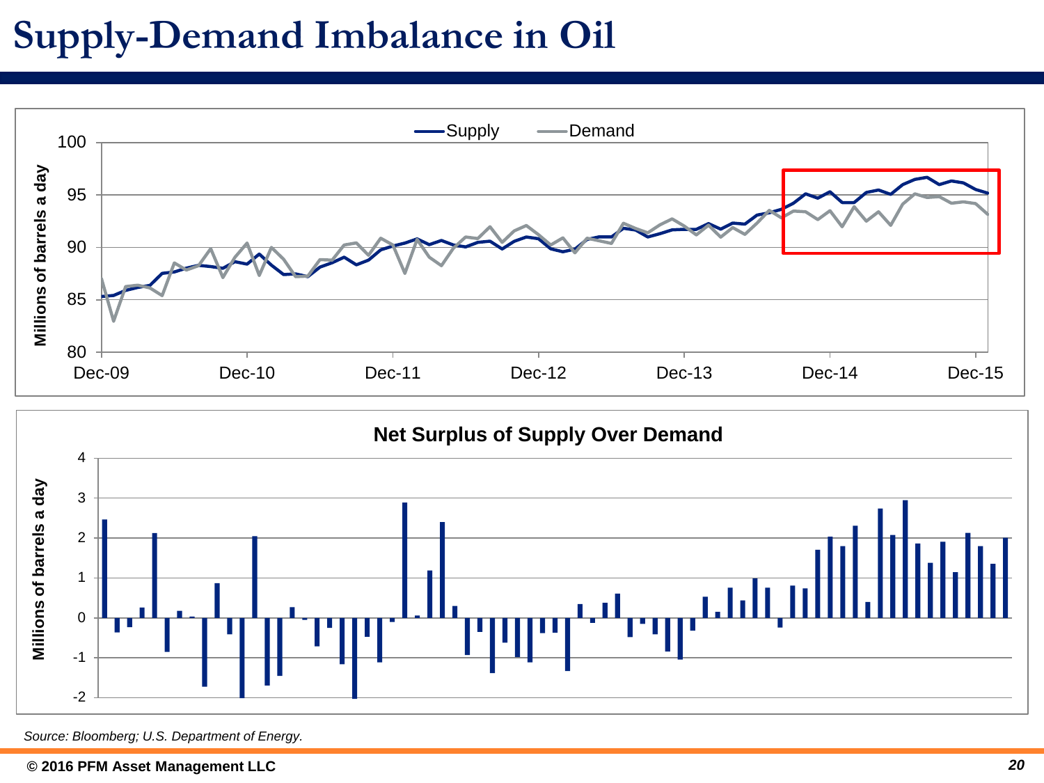# Supply-Demand Imbalance in Oil

Supply — Demand

Millions of barrels a day

100
95
90
85
80

Dec-09 Dec-10 Dec-11 Dec-12 Dec-13 Dec-14 Dec-15

**Net Surplus of Supply Over Demand**

Millions of barrels a day

4
3
2
1
0
-1
-2

*Source: Bloomberg; U.S. Department of Energy.*

**© 2016 PFM Asset Management LLC**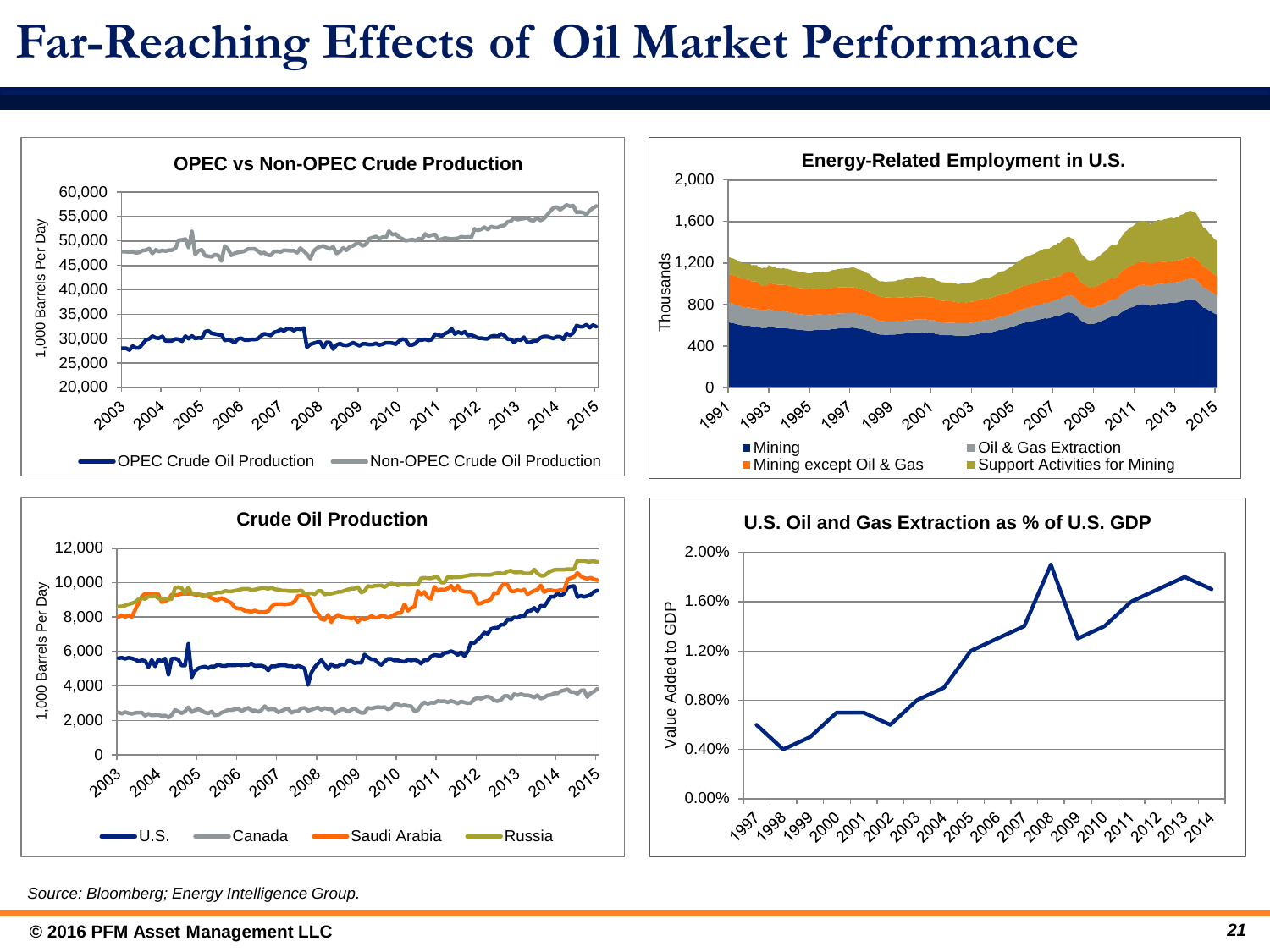# Far-Reaching Effects of Oil Market Performance

**OPEC vs Non-OPEC Crude Production**

1,000 Barrels Per Day

60,000
55,000
50,000
45,000
40,000
35,000
30,000
25,000
20,000

2003 2004 2005 2006 2007 2008 2009 2010 2011 2012 2013 2014 2015

OPEC Crude Oil Production — Non-OPEC Crude Oil Production

**Energy-Related Employment in U.S.**

Thousands

2,000
1,600
1,200
800
400
0

1991 1993 1995 1997 1999 2001 2003 2005 2007 2009 2011 2013 2015

Mining — Oil & Gas Extraction — Mining except Oil & Gas — Support Activities for Mining

**Crude Oil Production**

1,000 Barrels Per Day

12,000
10,000
8,000
6,000
4,000
2,000
0

2003 2004 2005 2006 2007 2008 2009 2010 2011 2012 2013 2014 2015

U.S. — Canada — Saudi Arabia — Russia

**U.S. Oil and Gas Extraction as % of U.S. GDP**

Value Added to GDP

2.00%
1.60%
1.20%
0.80%
0.40%
0.00%

1997 1998 1999 2000 2001 2002 2003 2004 2005 2006 2007 2008 2009 2010 2011 2012 2013 2014

*Source: Bloomberg; Energy Intelligence Group.*

**© 2016 PFM Asset Management LLC**